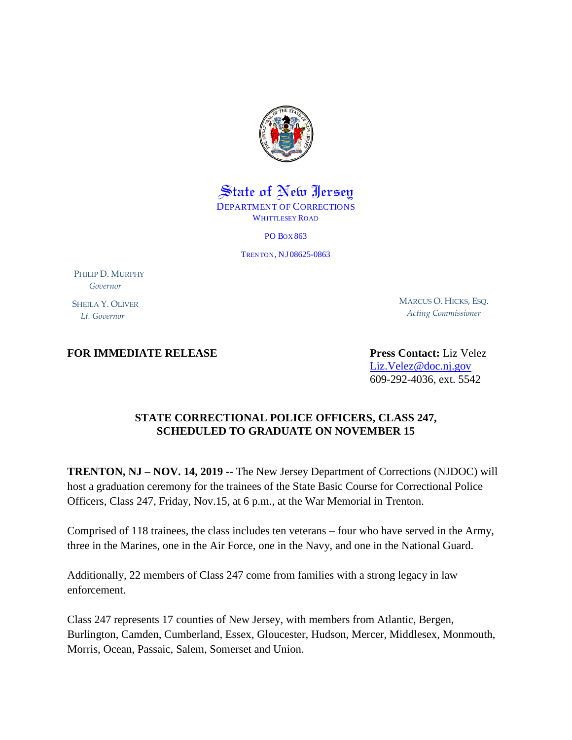State of New Jersey

DEPARTMENT OF CORRECTIONS

WHITTLESEY ROAD

PO BOX 863

TRENTON, NJ 08625-0863

PHILIP D. MURPHY
*Governor*

SHEILA Y. OLIVER
*Lt. Governor*

MARCUS O. HICKS, ESQ.
*Acting Commissioner*

**FOR IMMEDIATE RELEASE**

**Press Contact:** Liz Velez
Liz.Velez@doc.nj.gov
609-292-4036, ext. 5542

**STATE CORRECTIONAL POLICE OFFICERS, CLASS 247, SCHEDULED TO GRADUATE ON NOVEMBER 15**

**TRENTON, NJ – NOV. 14, 2019 --** The New Jersey Department of Corrections (NJDOC) will host a graduation ceremony for the trainees of the State Basic Course for Correctional Police Officers, Class 247, Friday, Nov.15, at 6 p.m., at the War Memorial in Trenton.

Comprised of 118 trainees, the class includes ten veterans – four who have served in the Army, three in the Marines, one in the Air Force, one in the Navy, and one in the National Guard.

Additionally, 22 members of Class 247 come from families with a strong legacy in law enforcement.

Class 247 represents 17 counties of New Jersey, with members from Atlantic, Bergen, Burlington, Camden, Cumberland, Essex, Gloucester, Hudson, Mercer, Middlesex, Monmouth, Morris, Ocean, Passaic, Salem, Somerset and Union.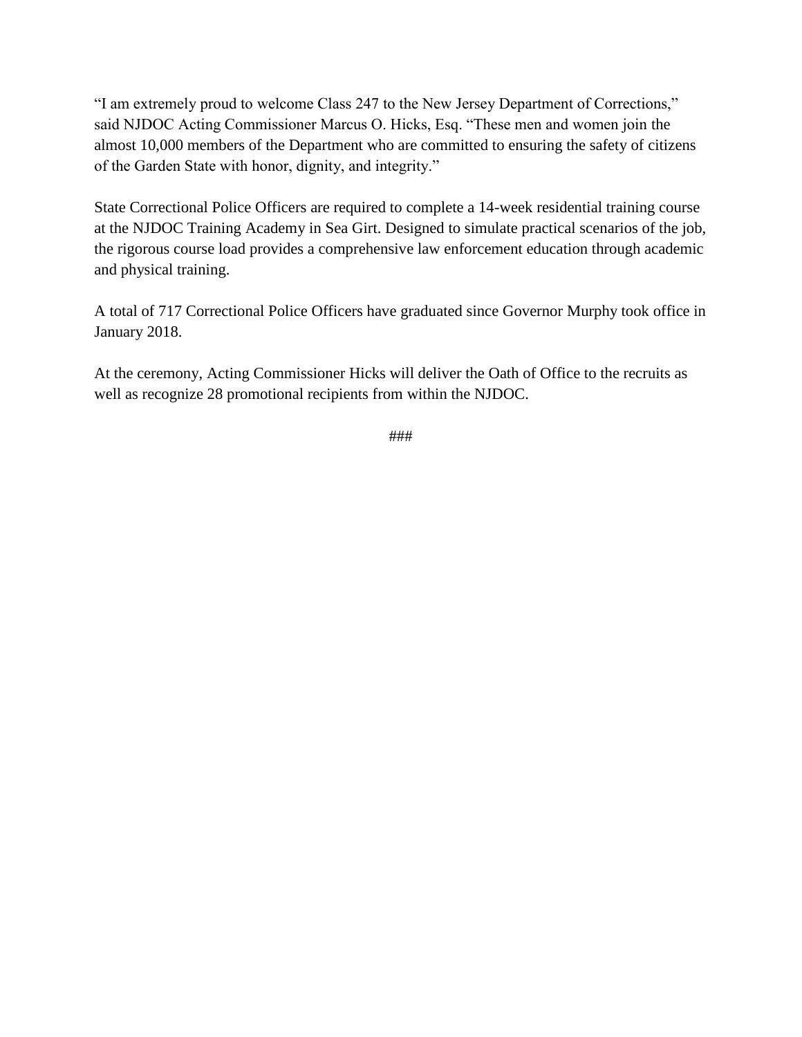"I am extremely proud to welcome Class 247 to the New Jersey Department of Corrections," said NJDOC Acting Commissioner Marcus O. Hicks, Esq. "These men and women join the almost 10,000 members of the Department who are committed to ensuring the safety of citizens of the Garden State with honor, dignity, and integrity."

State Correctional Police Officers are required to complete a 14-week residential training course at the NJDOC Training Academy in Sea Girt. Designed to simulate practical scenarios of the job, the rigorous course load provides a comprehensive law enforcement education through academic and physical training.

A total of 717 Correctional Police Officers have graduated since Governor Murphy took office in January 2018.

At the ceremony, Acting Commissioner Hicks will deliver the Oath of Office to the recruits as well as recognize 28 promotional recipients from within the NJDOC.

###